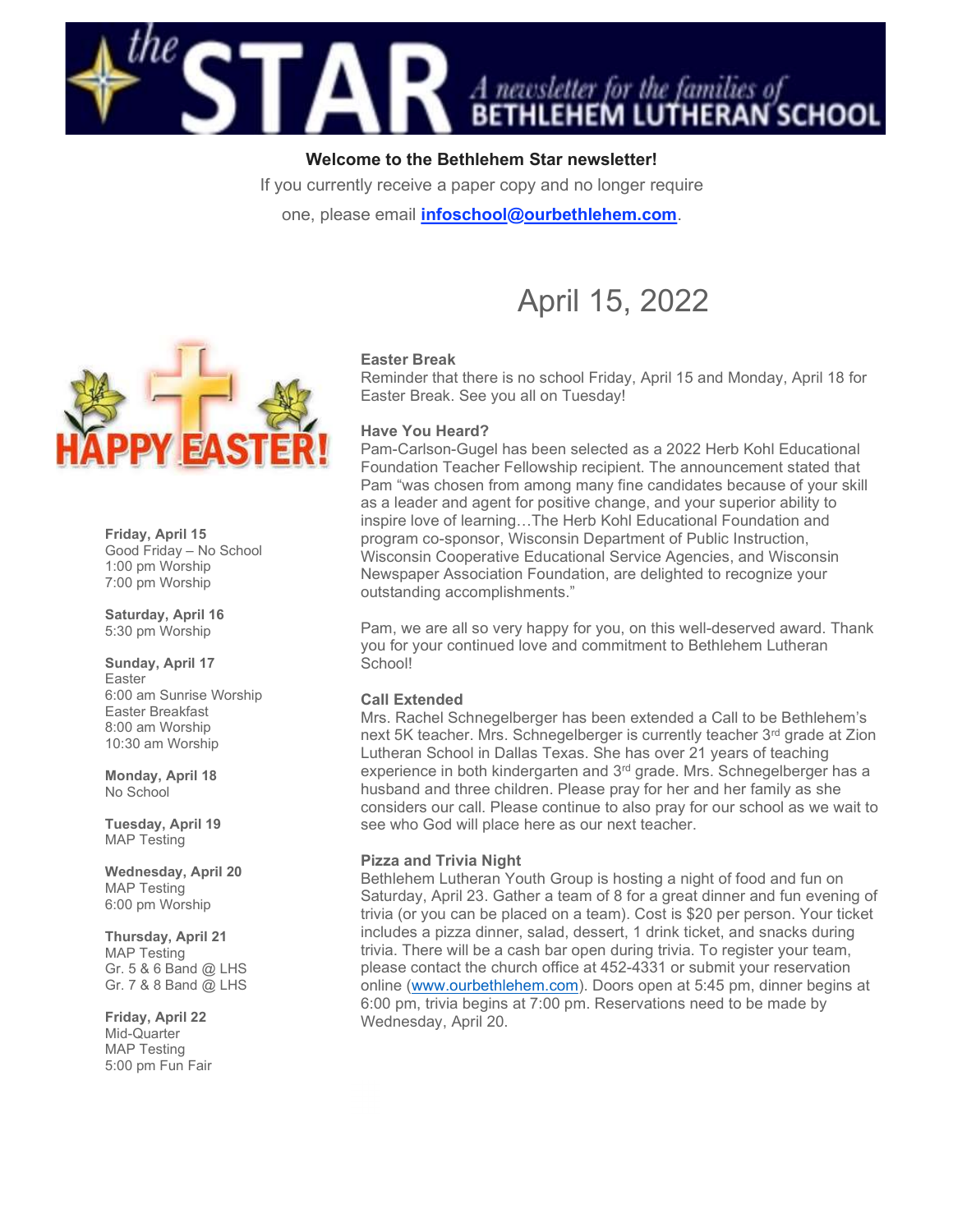# the STAR

*A newsletter for the families of* **BETHLEHEM LUTHERAN SCHOOL**

**Welcome to the Bethlehem Star newsletter!**

If you currently receive a paper copy and no longer require one, please email **infoschool@ourbethlehem.com**.

## April 15, 2022

HAPPY EASTER!

**Friday, April 15**
Good Friday – No School
1:00 pm Worship
7:00 pm Worship

**Saturday, April 16**
5:30 pm Worship

**Sunday, April 17**
Easter
6:00 am Sunrise Worship
Easter Breakfast
8:00 am Worship
10:30 am Worship

**Monday, April 18**
No School

**Tuesday, April 19**
MAP Testing

**Wednesday, April 20**
MAP Testing
6:00 pm Worship

**Thursday, April 21**
MAP Testing
Gr. 5 & 6 Band @ LHS
Gr. 7 & 8 Band @ LHS

**Friday, April 22**
Mid-Quarter
MAP Testing
5:00 pm Fun Fair

### Easter Break

Reminder that there is no school Friday, April 15 and Monday, April 18 for Easter Break. See you all on Tuesday!

### Have You Heard?

Pam-Carlson-Gugel has been selected as a 2022 Herb Kohl Educational Foundation Teacher Fellowship recipient. The announcement stated that Pam "was chosen from among many fine candidates because of your skill as a leader and agent for positive change, and your superior ability to inspire love of learning…The Herb Kohl Educational Foundation and program co-sponsor, Wisconsin Department of Public Instruction, Wisconsin Cooperative Educational Service Agencies, and Wisconsin Newspaper Association Foundation, are delighted to recognize your outstanding accomplishments."

Pam, we are all so very happy for you, on this well-deserved award. Thank you for your continued love and commitment to Bethlehem Lutheran School!

### Call Extended

Mrs. Rachel Schnegelberger has been extended a Call to be Bethlehem's next 5K teacher. Mrs. Schnegelberger is currently teacher 3rd grade at Zion Lutheran School in Dallas Texas. She has over 21 years of teaching experience in both kindergarten and 3rd grade. Mrs. Schnegelberger has a husband and three children. Please pray for her and her family as she considers our call. Please continue to also pray for our school as we wait to see who God will place here as our next teacher.

### Pizza and Trivia Night

Bethlehem Lutheran Youth Group is hosting a night of food and fun on Saturday, April 23. Gather a team of 8 for a great dinner and fun evening of trivia (or you can be placed on a team). Cost is $20 per person. Your ticket includes a pizza dinner, salad, dessert, 1 drink ticket, and snacks during trivia. There will be a cash bar open during trivia. To register your team, please contact the church office at 452-4331 or submit your reservation online (www.ourbethlehem.com). Doors open at 5:45 pm, dinner begins at 6:00 pm, trivia begins at 7:00 pm. Reservations need to be made by Wednesday, April 20.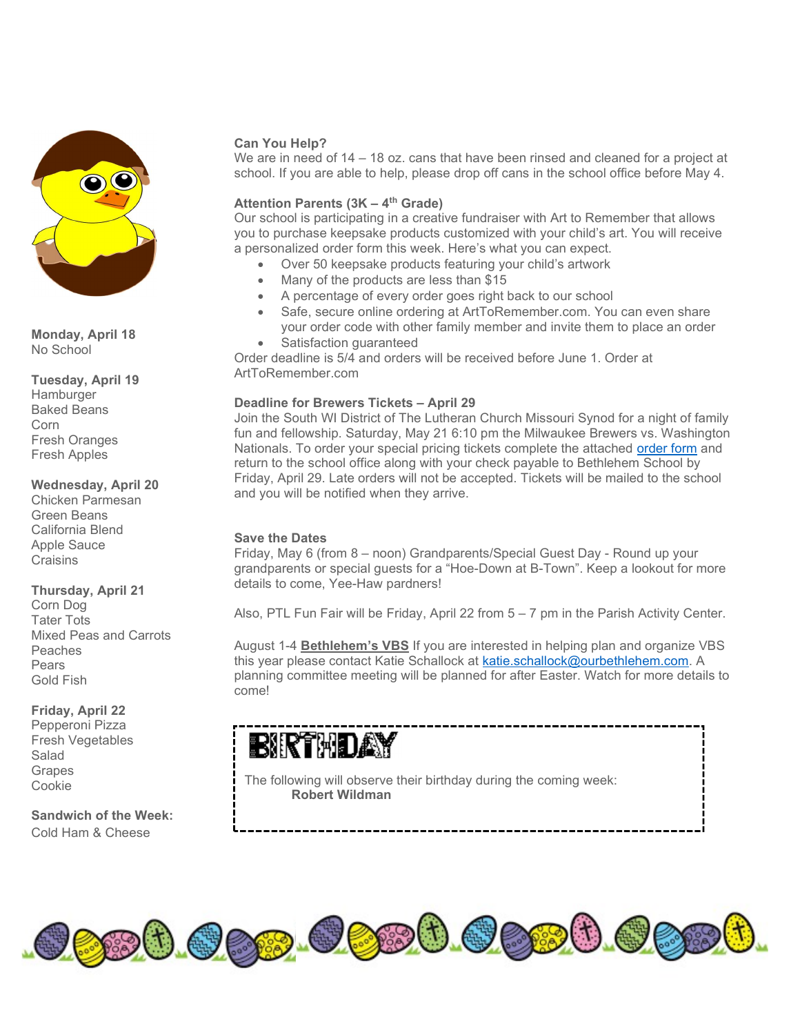**Monday, April 18**
No School

**Tuesday, April 19**
Hamburger
Baked Beans
Corn
Fresh Oranges
Fresh Apples

**Wednesday, April 20**
Chicken Parmesan
Green Beans
California Blend
Apple Sauce
Craisins

**Thursday, April 21**
Corn Dog
Tater Tots
Mixed Peas and Carrots
Peaches
Pears
Gold Fish

**Friday, April 22**
Pepperoni Pizza
Fresh Vegetables
Salad
Grapes
Cookie

**Sandwich of the Week:**
Cold Ham & Cheese

**Can You Help?**
We are in need of 14 – 18 oz. cans that have been rinsed and cleaned for a project at school. If you are able to help, please drop off cans in the school office before May 4.

**Attention Parents (3K – 4th Grade)**
Our school is participating in a creative fundraiser with Art to Remember that allows you to purchase keepsake products customized with your child's art. You will receive a personalized order form this week. Here's what you can expect.

- Over 50 keepsake products featuring your child's artwork
- Many of the products are less than $15
- A percentage of every order goes right back to our school
- Safe, secure online ordering at ArtToRemember.com. You can even share your order code with other family member and invite them to place an order
- Satisfaction guaranteed

Order deadline is 5/4 and orders will be received before June 1. Order at ArtToRemember.com

**Deadline for Brewers Tickets – April 29**
Join the South WI District of The Lutheran Church Missouri Synod for a night of family fun and fellowship. Saturday, May 21 6:10 pm the Milwaukee Brewers vs. Washington Nationals. To order your special pricing tickets complete the attached order form and return to the school office along with your check payable to Bethlehem School by Friday, April 29. Late orders will not be accepted. Tickets will be mailed to the school and you will be notified when they arrive.

**Save the Dates**
Friday, May 6 (from 8 – noon) Grandparents/Special Guest Day - Round up your grandparents or special guests for a "Hoe-Down at B-Town". Keep a lookout for more details to come, Yee-Haw pardners!

Also, PTL Fun Fair will be Friday, April 22 from 5 – 7 pm in the Parish Activity Center.

August 1-4 **Bethlehem's VBS** If you are interested in helping plan and organize VBS this year please contact Katie Schallock at katie.schallock@ourbethlehem.com. A planning committee meeting will be planned for after Easter. Watch for more details to come!

**BIRTHDAY**

The following will observe their birthday during the coming week:
**Robert Wildman**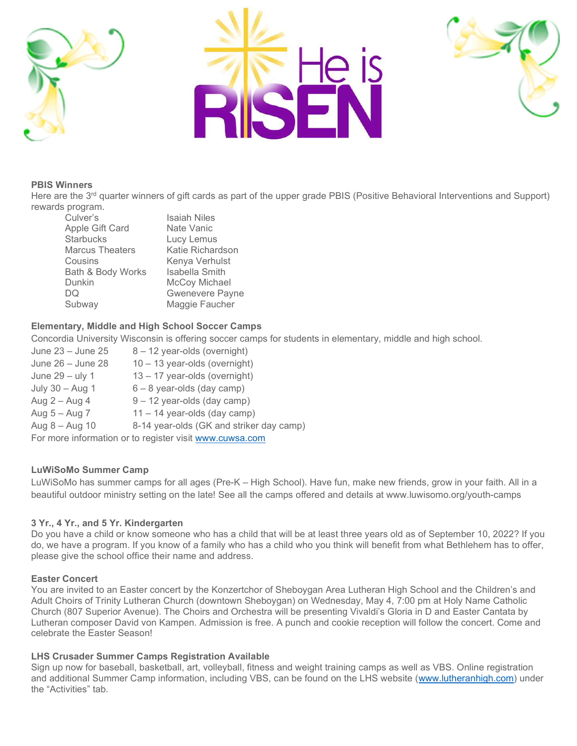He is RISEN

**PBIS Winners**

Here are the 3rd quarter winners of gift cards as part of the upper grade PBIS (Positive Behavioral Interventions and Support) rewards program.

| | |
|---|---|
| Culver's | Isaiah Niles |
| Apple Gift Card | Nate Vanic |
| Starbucks | Lucy Lemus |
| Marcus Theaters | Katie Richardson |
| Cousins | Kenya Verhulst |
| Bath & Body Works | Isabella Smith |
| Dunkin | McCoy Michael |
| DQ | Gwenevere Payne |
| Subway | Maggie Faucher |

**Elementary, Middle and High School Soccer Camps**

Concordia University Wisconsin is offering soccer camps for students in elementary, middle and high school.

| | |
|---|---|
| June 23 – June 25 | 8 – 12 year-olds (overnight) |
| June 26 – June 28 | 10 – 13 year-olds (overnight) |
| June 29 – uly 1 | 13 – 17 year-olds (overnight) |
| July 30 – Aug 1 | 6 – 8 year-olds (day camp) |
| Aug 2 – Aug 4 | 9 – 12 year-olds (day camp) |
| Aug 5 – Aug 7 | 11 – 14 year-olds (day camp) |
| Aug 8 – Aug 10 | 8-14 year-olds (GK and striker day camp) |

For more information or to register visit www.cuwsa.com

**LuWiSoMo Summer Camp**

LuWiSoMo has summer camps for all ages (Pre-K – High School). Have fun, make new friends, grow in your faith. All in a beautiful outdoor ministry setting on the late! See all the camps offered and details at www.luwisomo.org/youth-camps

**3 Yr., 4 Yr., and 5 Yr. Kindergarten**

Do you have a child or know someone who has a child that will be at least three years old as of September 10, 2022? If you do, we have a program. If you know of a family who has a child who you think will benefit from what Bethlehem has to offer, please give the school office their name and address.

**Easter Concert**

You are invited to an Easter concert by the Konzertchor of Sheboygan Area Lutheran High School and the Children's and Adult Choirs of Trinity Lutheran Church (downtown Sheboygan) on Wednesday, May 4, 7:00 pm at Holy Name Catholic Church (807 Superior Avenue). The Choirs and Orchestra will be presenting Vivaldi's Gloria in D and Easter Cantata by Lutheran composer David von Kampen. Admission is free. A punch and cookie reception will follow the concert. Come and celebrate the Easter Season!

**LHS Crusader Summer Camps Registration Available**

Sign up now for baseball, basketball, art, volleyball, fitness and weight training camps as well as VBS. Online registration and additional Summer Camp information, including VBS, can be found on the LHS website (www.lutheranhigh.com) under the "Activities" tab.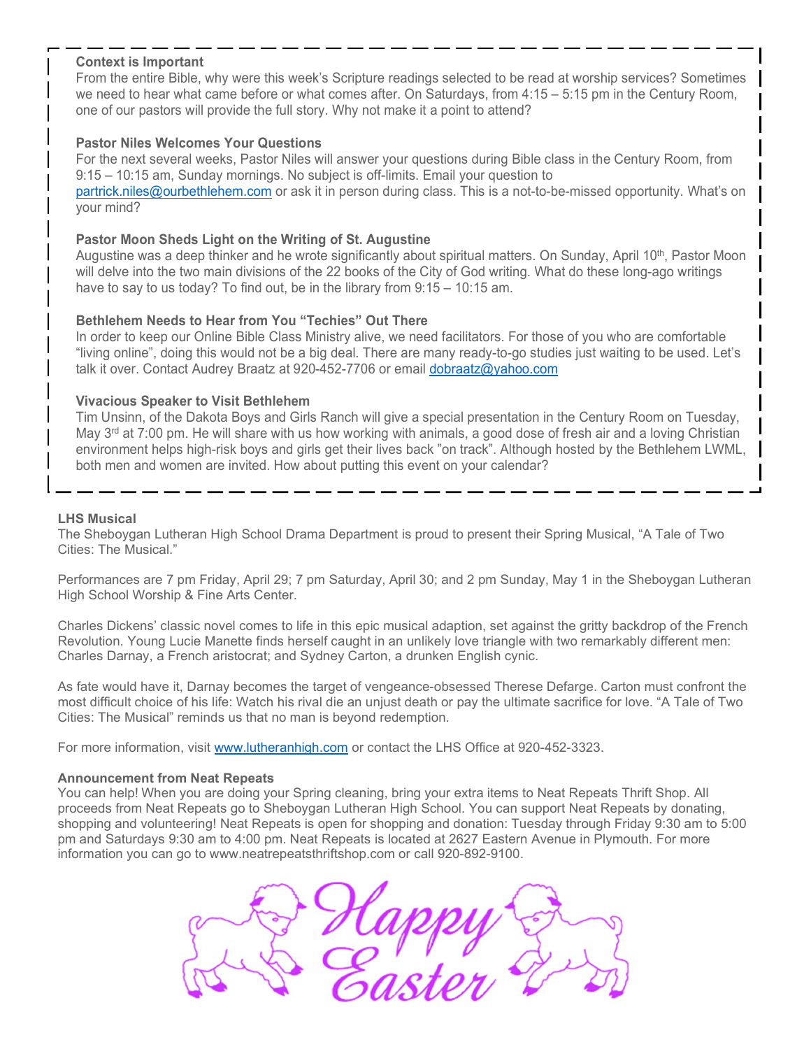**Context is Important**

From the entire Bible, why were this week's Scripture readings selected to be read at worship services? Sometimes we need to hear what came before or what comes after. On Saturdays, from 4:15 – 5:15 pm in the Century Room, one of our pastors will provide the full story. Why not make it a point to attend?

**Pastor Niles Welcomes Your Questions**

For the next several weeks, Pastor Niles will answer your questions during Bible class in the Century Room, from 9:15 – 10:15 am, Sunday mornings. No subject is off-limits. Email your question to partrick.niles@ourbethlehem.com or ask it in person during class. This is a not-to-be-missed opportunity. What's on your mind?

**Pastor Moon Sheds Light on the Writing of St. Augustine**

Augustine was a deep thinker and he wrote significantly about spiritual matters. On Sunday, April 10th, Pastor Moon will delve into the two main divisions of the 22 books of the City of God writing. What do these long-ago writings have to say to us today? To find out, be in the library from 9:15 – 10:15 am.

**Bethlehem Needs to Hear from You "Techies" Out There**

In order to keep our Online Bible Class Ministry alive, we need facilitators. For those of you who are comfortable "living online", doing this would not be a big deal. There are many ready-to-go studies just waiting to be used. Let's talk it over. Contact Audrey Braatz at 920-452-7706 or email dobraatz@yahoo.com

**Vivacious Speaker to Visit Bethlehem**

Tim Unsinn, of the Dakota Boys and Girls Ranch will give a special presentation in the Century Room on Tuesday, May 3rd at 7:00 pm. He will share with us how working with animals, a good dose of fresh air and a loving Christian environment helps high-risk boys and girls get their lives back "on track". Although hosted by the Bethlehem LWML, both men and women are invited. How about putting this event on your calendar?

**LHS Musical**

The Sheboygan Lutheran High School Drama Department is proud to present their Spring Musical, "A Tale of Two Cities: The Musical."

Performances are 7 pm Friday, April 29; 7 pm Saturday, April 30; and 2 pm Sunday, May 1 in the Sheboygan Lutheran High School Worship & Fine Arts Center.

Charles Dickens' classic novel comes to life in this epic musical adaption, set against the gritty backdrop of the French Revolution. Young Lucie Manette finds herself caught in an unlikely love triangle with two remarkably different men: Charles Darnay, a French aristocrat; and Sydney Carton, a drunken English cynic.

As fate would have it, Darnay becomes the target of vengeance-obsessed Therese Defarge. Carton must confront the most difficult choice of his life: Watch his rival die an unjust death or pay the ultimate sacrifice for love. "A Tale of Two Cities: The Musical" reminds us that no man is beyond redemption.

For more information, visit www.lutheranhigh.com or contact the LHS Office at 920-452-3323.

**Announcement from Neat Repeats**

You can help! When you are doing your Spring cleaning, bring your extra items to Neat Repeats Thrift Shop. All proceeds from Neat Repeats go to Sheboygan Lutheran High School. You can support Neat Repeats by donating, shopping and volunteering! Neat Repeats is open for shopping and donation: Tuesday through Friday 9:30 am to 5:00 pm and Saturdays 9:30 am to 4:00 pm. Neat Repeats is located at 2627 Eastern Avenue in Plymouth. For more information you can go to www.neatrepeatsthriftshop.com or call 920-892-9100.

Happy Easter